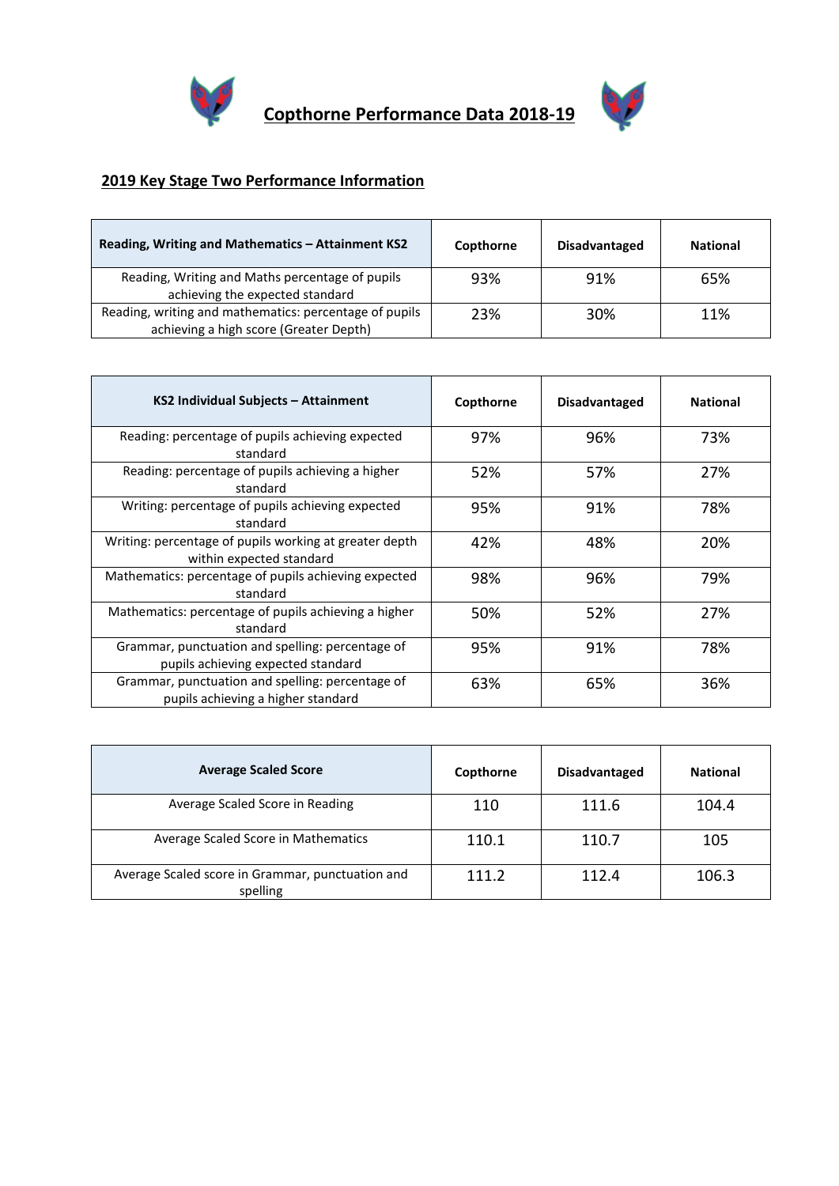# Copthorne Performance Data 2018-19

## 2019 Key Stage Two Performance Information

| Reading, Writing and Mathematics – Attainment KS2 | Copthorne | Disadvantaged | National |
|---|---|---|---|
| Reading, Writing and Maths percentage of pupils achieving the expected standard | 93% | 91% | 65% |
| Reading, writing and mathematics: percentage of pupils achieving a high score (Greater Depth) | 23% | 30% | 11% |

| KS2 Individual Subjects – Attainment | Copthorne | Disadvantaged | National |
|---|---|---|---|
| Reading: percentage of pupils achieving expected standard | 97% | 96% | 73% |
| Reading: percentage of pupils achieving a higher standard | 52% | 57% | 27% |
| Writing: percentage of pupils achieving expected standard | 95% | 91% | 78% |
| Writing: percentage of pupils working at greater depth within expected standard | 42% | 48% | 20% |
| Mathematics: percentage of pupils achieving expected standard | 98% | 96% | 79% |
| Mathematics: percentage of pupils achieving a higher standard | 50% | 52% | 27% |
| Grammar, punctuation and spelling: percentage of pupils achieving expected standard | 95% | 91% | 78% |
| Grammar, punctuation and spelling: percentage of pupils achieving a higher standard | 63% | 65% | 36% |

| Average Scaled Score | Copthorne | Disadvantaged | National |
|---|---|---|---|
| Average Scaled Score in Reading | 110 | 111.6 | 104.4 |
| Average Scaled Score in Mathematics | 110.1 | 110.7 | 105 |
| Average Scaled score in Grammar, punctuation and spelling | 111.2 | 112.4 | 106.3 |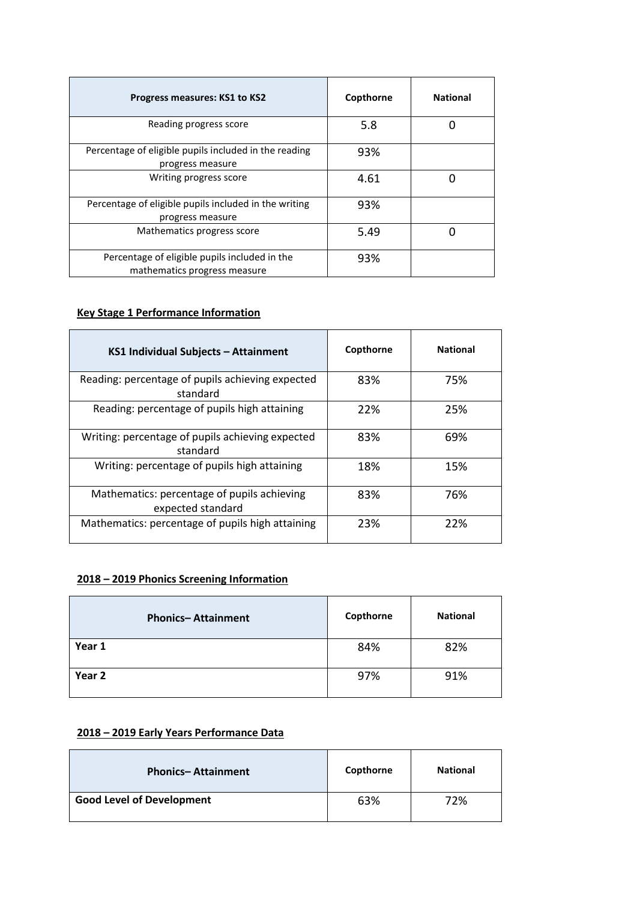| Progress measures: KS1 to KS2 | Copthorne | National |
|---|---|---|
| Reading progress score | 5.8 | 0 |
| Percentage of eligible pupils included in the reading progress measure | 93% | |
| Writing progress score | 4.61 | 0 |
| Percentage of eligible pupils included in the writing progress measure | 93% | |
| Mathematics progress score | 5.49 | 0 |
| Percentage of eligible pupils included in the mathematics progress measure | 93% | |

## Key Stage 1 Performance Information

| KS1 Individual Subjects – Attainment | Copthorne | National |
|---|---|---|
| Reading: percentage of pupils achieving expected standard | 83% | 75% |
| Reading: percentage of pupils high attaining | 22% | 25% |
| Writing: percentage of pupils achieving expected standard | 83% | 69% |
| Writing: percentage of pupils high attaining | 18% | 15% |
| Mathematics: percentage of pupils achieving expected standard | 83% | 76% |
| Mathematics: percentage of pupils high attaining | 23% | 22% |

## 2018 – 2019 Phonics Screening Information

| Phonics– Attainment | Copthorne | National |
|---|---|---|
| **Year 1** | 84% | 82% |
| **Year 2** | 97% | 91% |

## 2018 – 2019 Early Years Performance Data

| Phonics– Attainment | Copthorne | National |
|---|---|---|
| **Good Level of Development** | 63% | 72% |